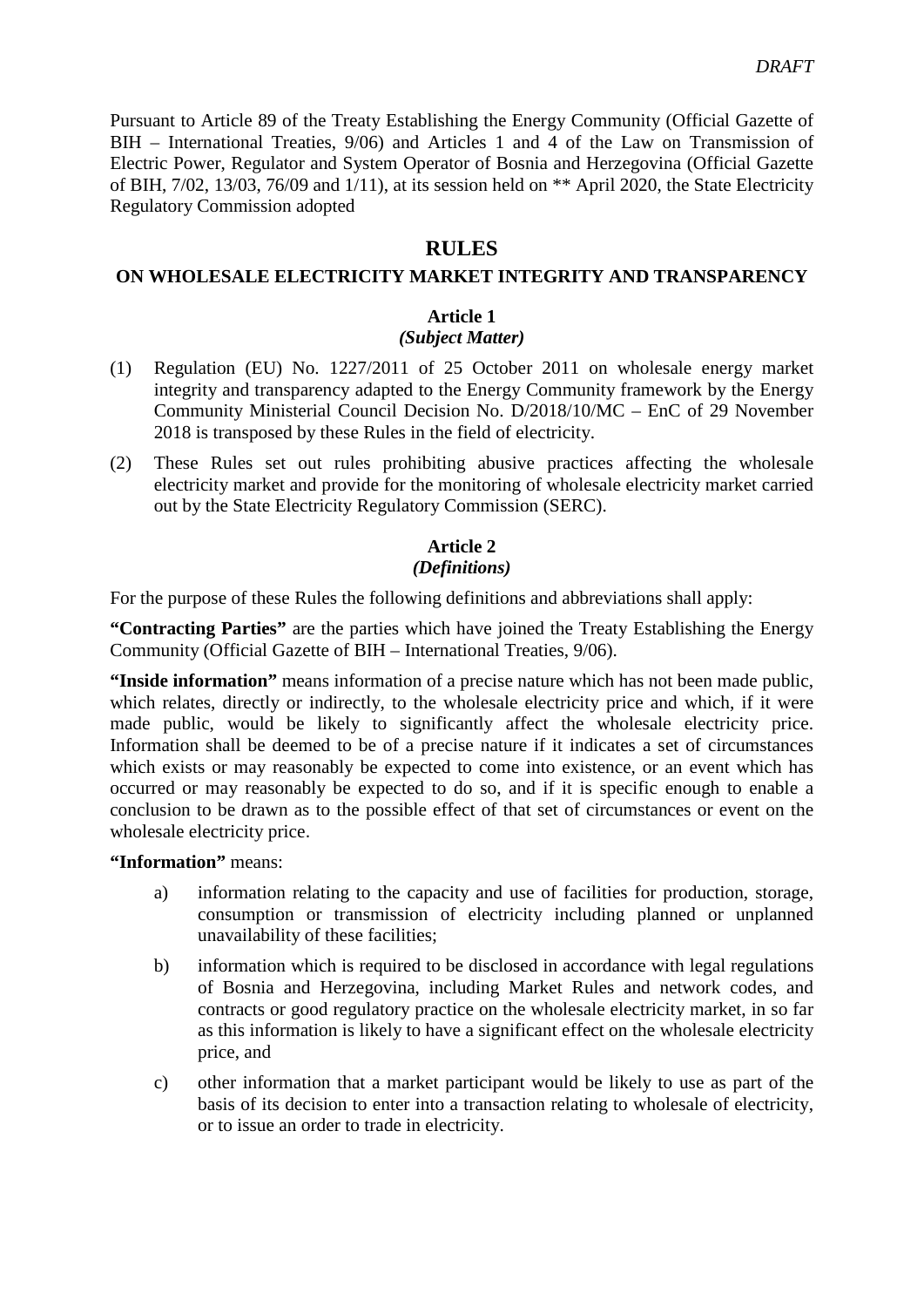*DRAFT*

Pursuant to Article 89 of the Treaty Establishing the Energy Community (Official Gazette of BIH – International Treaties, 9/06) and Articles 1 and 4 of the Law on Transmission of Electric Power, Regulator and System Operator of Bosnia and Herzegovina (Official Gazette of BIH, 7/02, 13/03, 76/09 and 1/11), at its session held on ** April 2020, the State Electricity Regulatory Commission adopted

# RULES

## ON WHOLESALE ELECTRICITY MARKET INTEGRITY AND TRANSPARENCY

### Article 1
#### *(Subject Matter)*

(1) Regulation (EU) No. 1227/2011 of 25 October 2011 on wholesale energy market integrity and transparency adapted to the Energy Community framework by the Energy Community Ministerial Council Decision No. D/2018/10/MC – EnC of 29 November 2018 is transposed by these Rules in the field of electricity.

(2) These Rules set out rules prohibiting abusive practices affecting the wholesale electricity market and provide for the monitoring of wholesale electricity market carried out by the State Electricity Regulatory Commission (SERC).

### Article 2
#### *(Definitions)*

For the purpose of these Rules the following definitions and abbreviations shall apply:

**"Contracting Parties"** are the parties which have joined the Treaty Establishing the Energy Community (Official Gazette of BIH – International Treaties, 9/06).

**"Inside information"** means information of a precise nature which has not been made public, which relates, directly or indirectly, to the wholesale electricity price and which, if it were made public, would be likely to significantly affect the wholesale electricity price. Information shall be deemed to be of a precise nature if it indicates a set of circumstances which exists or may reasonably be expected to come into existence, or an event which has occurred or may reasonably be expected to do so, and if it is specific enough to enable a conclusion to be drawn as to the possible effect of that set of circumstances or event on the wholesale electricity price.

**"Information"** means:

a) information relating to the capacity and use of facilities for production, storage, consumption or transmission of electricity including planned or unplanned unavailability of these facilities;

b) information which is required to be disclosed in accordance with legal regulations of Bosnia and Herzegovina, including Market Rules and network codes, and contracts or good regulatory practice on the wholesale electricity market, in so far as this information is likely to have a significant effect on the wholesale electricity price, and

c) other information that a market participant would be likely to use as part of the basis of its decision to enter into a transaction relating to wholesale of electricity, or to issue an order to trade in electricity.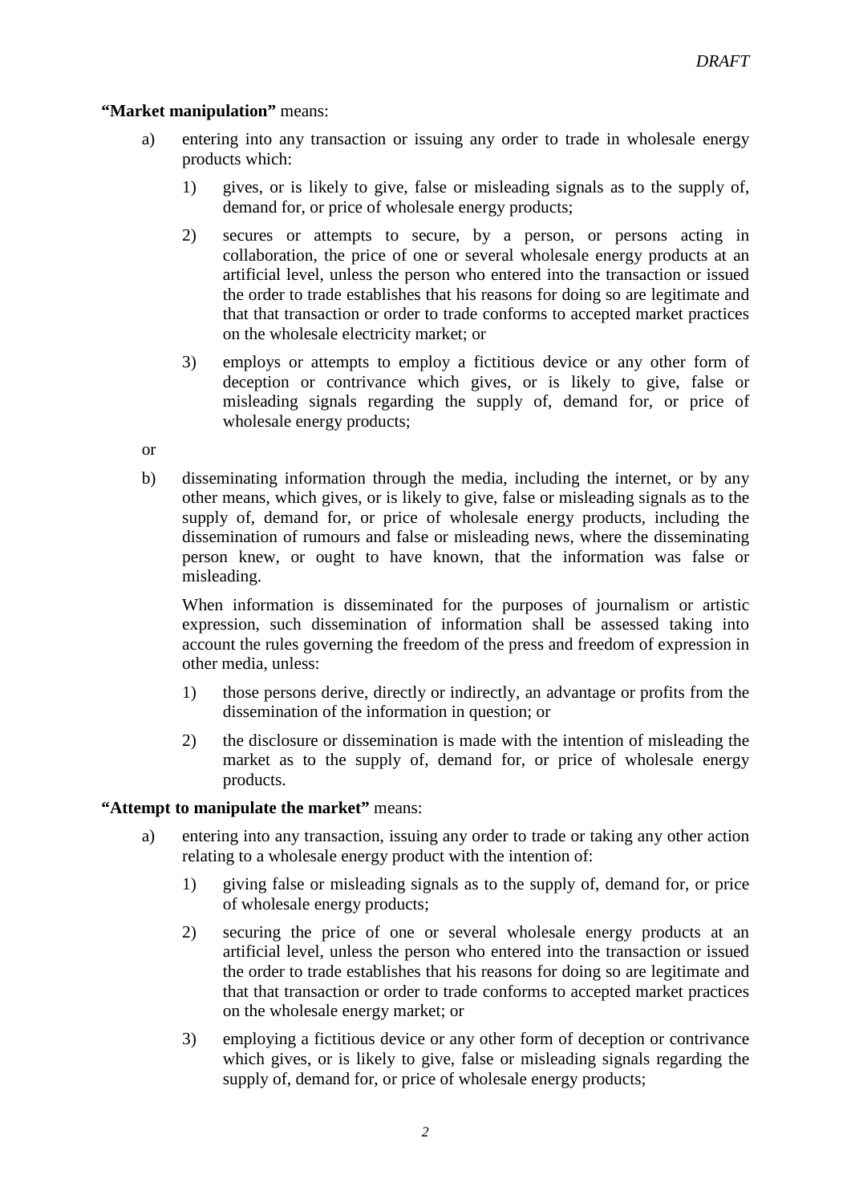**"Market manipulation"** means:

a) entering into any transaction or issuing any order to trade in wholesale energy products which:

   1) gives, or is likely to give, false or misleading signals as to the supply of, demand for, or price of wholesale energy products;

   2) secures or attempts to secure, by a person, or persons acting in collaboration, the price of one or several wholesale energy products at an artificial level, unless the person who entered into the transaction or issued the order to trade establishes that his reasons for doing so are legitimate and that that transaction or order to trade conforms to accepted market practices on the wholesale electricity market; or

   3) employs or attempts to employ a fictitious device or any other form of deception or contrivance which gives, or is likely to give, false or misleading signals regarding the supply of, demand for, or price of wholesale energy products;

or

b) disseminating information through the media, including the internet, or by any other means, which gives, or is likely to give, false or misleading signals as to the supply of, demand for, or price of wholesale energy products, including the dissemination of rumours and false or misleading news, where the disseminating person knew, or ought to have known, that the information was false or misleading.

   When information is disseminated for the purposes of journalism or artistic expression, such dissemination of information shall be assessed taking into account the rules governing the freedom of the press and freedom of expression in other media, unless:

   1) those persons derive, directly or indirectly, an advantage or profits from the dissemination of the information in question; or

   2) the disclosure or dissemination is made with the intention of misleading the market as to the supply of, demand for, or price of wholesale energy products.

**"Attempt to manipulate the market"** means:

a) entering into any transaction, issuing any order to trade or taking any other action relating to a wholesale energy product with the intention of:

   1) giving false or misleading signals as to the supply of, demand for, or price of wholesale energy products;

   2) securing the price of one or several wholesale energy products at an artificial level, unless the person who entered into the transaction or issued the order to trade establishes that his reasons for doing so are legitimate and that that transaction or order to trade conforms to accepted market practices on the wholesale energy market; or

   3) employing a fictitious device or any other form of deception or contrivance which gives, or is likely to give, false or misleading signals regarding the supply of, demand for, or price of wholesale energy products;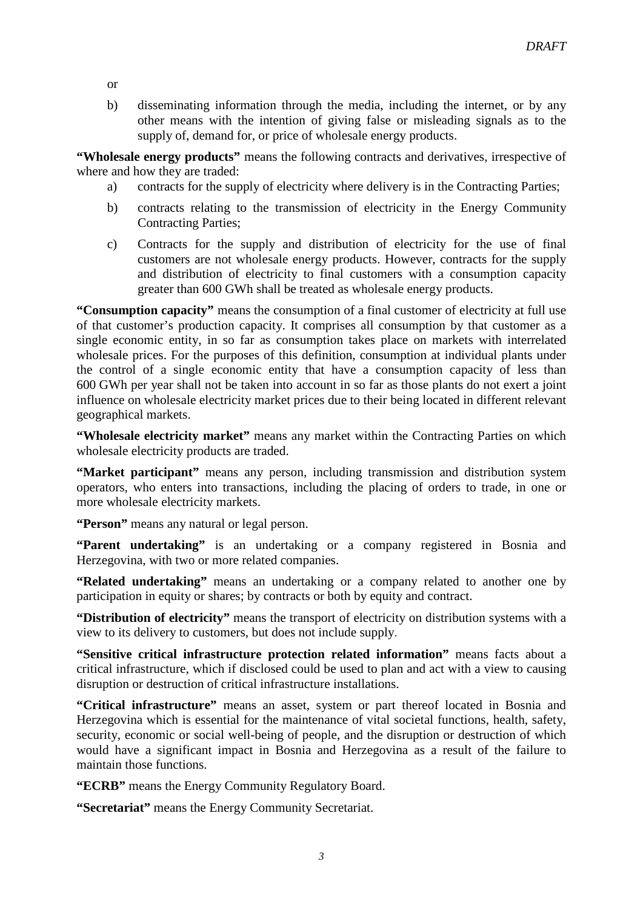or

b) disseminating information through the media, including the internet, or by any other means with the intention of giving false or misleading signals as to the supply of, demand for, or price of wholesale energy products.

**"Wholesale energy products"** means the following contracts and derivatives, irrespective of where and how they are traded:

a) contracts for the supply of electricity where delivery is in the Contracting Parties;

b) contracts relating to the transmission of electricity in the Energy Community Contracting Parties;

c) Contracts for the supply and distribution of electricity for the use of final customers are not wholesale energy products. However, contracts for the supply and distribution of electricity to final customers with a consumption capacity greater than 600 GWh shall be treated as wholesale energy products.

**"Consumption capacity"** means the consumption of a final customer of electricity at full use of that customer's production capacity. It comprises all consumption by that customer as a single economic entity, in so far as consumption takes place on markets with interrelated wholesale prices. For the purposes of this definition, consumption at individual plants under the control of a single economic entity that have a consumption capacity of less than 600 GWh per year shall not be taken into account in so far as those plants do not exert a joint influence on wholesale electricity market prices due to their being located in different relevant geographical markets.

**"Wholesale electricity market"** means any market within the Contracting Parties on which wholesale electricity products are traded.

**"Market participant"** means any person, including transmission and distribution system operators, who enters into transactions, including the placing of orders to trade, in one or more wholesale electricity markets.

**"Person"** means any natural or legal person.

**"Parent undertaking"** is an undertaking or a company registered in Bosnia and Herzegovina, with two or more related companies.

**"Related undertaking"** means an undertaking or a company related to another one by participation in equity or shares; by contracts or both by equity and contract.

**"Distribution of electricity"** means the transport of electricity on distribution systems with a view to its delivery to customers, but does not include supply.

**"Sensitive critical infrastructure protection related information"** means facts about a critical infrastructure, which if disclosed could be used to plan and act with a view to causing disruption or destruction of critical infrastructure installations.

**"Critical infrastructure"** means an asset, system or part thereof located in Bosnia and Herzegovina which is essential for the maintenance of vital societal functions, health, safety, security, economic or social well-being of people, and the disruption or destruction of which would have a significant impact in Bosnia and Herzegovina as a result of the failure to maintain those functions.

**"ECRB"** means the Energy Community Regulatory Board.

**"Secretariat"** means the Energy Community Secretariat.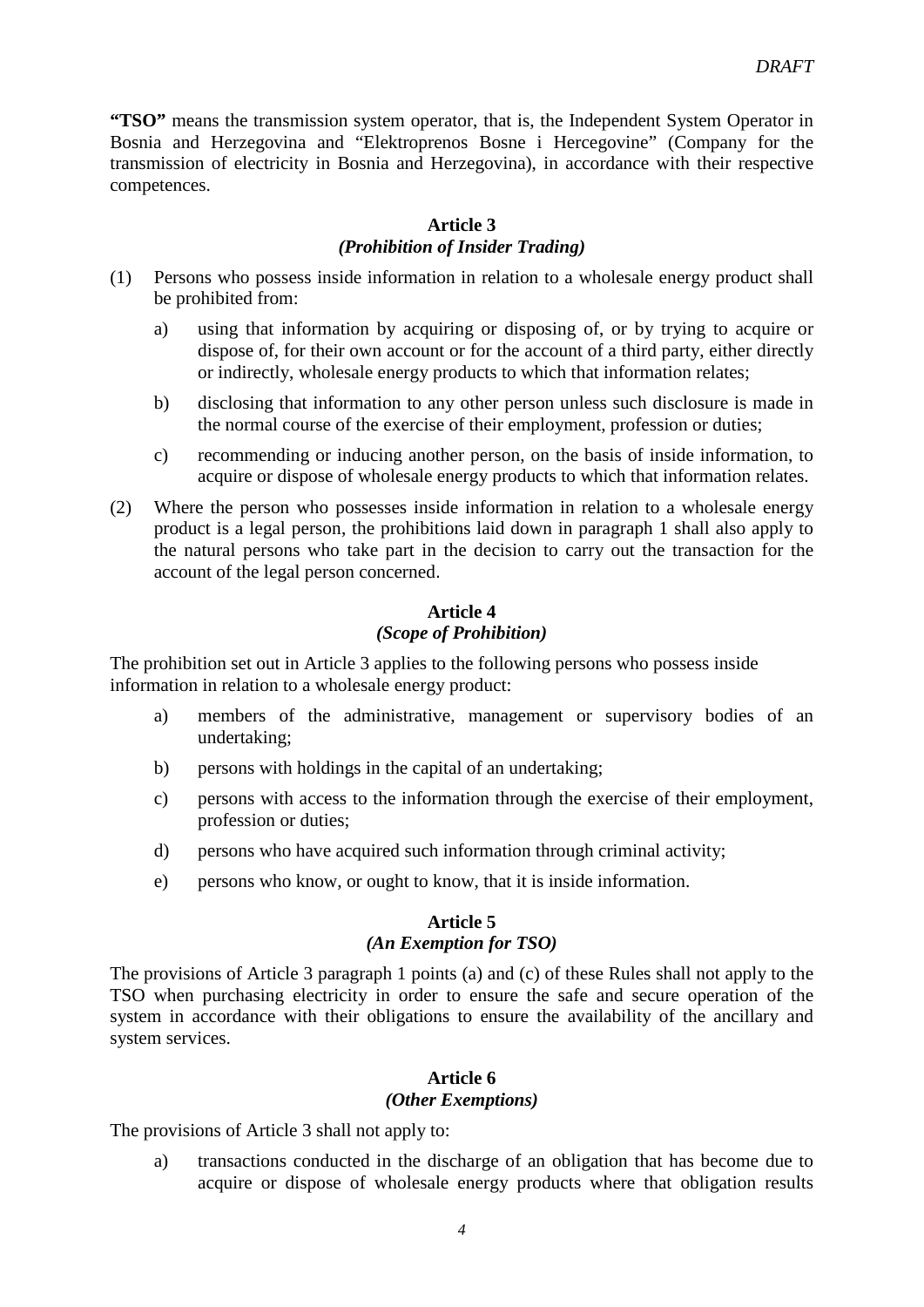**"TSO"** means the transmission system operator, that is, the Independent System Operator in Bosnia and Herzegovina and "Elektroprenos Bosne i Hercegovine" (Company for the transmission of electricity in Bosnia and Herzegovina), in accordance with their respective competences.

**Article 3**
***(Prohibition of Insider Trading)***

(1) Persons who possess inside information in relation to a wholesale energy product shall be prohibited from:

   a) using that information by acquiring or disposing of, or by trying to acquire or dispose of, for their own account or for the account of a third party, either directly or indirectly, wholesale energy products to which that information relates;

   b) disclosing that information to any other person unless such disclosure is made in the normal course of the exercise of their employment, profession or duties;

   c) recommending or inducing another person, on the basis of inside information, to acquire or dispose of wholesale energy products to which that information relates.

(2) Where the person who possesses inside information in relation to a wholesale energy product is a legal person, the prohibitions laid down in paragraph 1 shall also apply to the natural persons who take part in the decision to carry out the transaction for the account of the legal person concerned.

**Article 4**
***(Scope of Prohibition)***

The prohibition set out in Article 3 applies to the following persons who possess inside information in relation to a wholesale energy product:

   a) members of the administrative, management or supervisory bodies of an undertaking;

   b) persons with holdings in the capital of an undertaking;

   c) persons with access to the information through the exercise of their employment, profession or duties;

   d) persons who have acquired such information through criminal activity;

   e) persons who know, or ought to know, that it is inside information.

**Article 5**
***(An Exemption for TSO)***

The provisions of Article 3 paragraph 1 points (a) and (c) of these Rules shall not apply to the TSO when purchasing electricity in order to ensure the safe and secure operation of the system in accordance with their obligations to ensure the availability of the ancillary and system services.

**Article 6**
***(Other Exemptions)***

The provisions of Article 3 shall not apply to:

   a) transactions conducted in the discharge of an obligation that has become due to acquire or dispose of wholesale energy products where that obligation results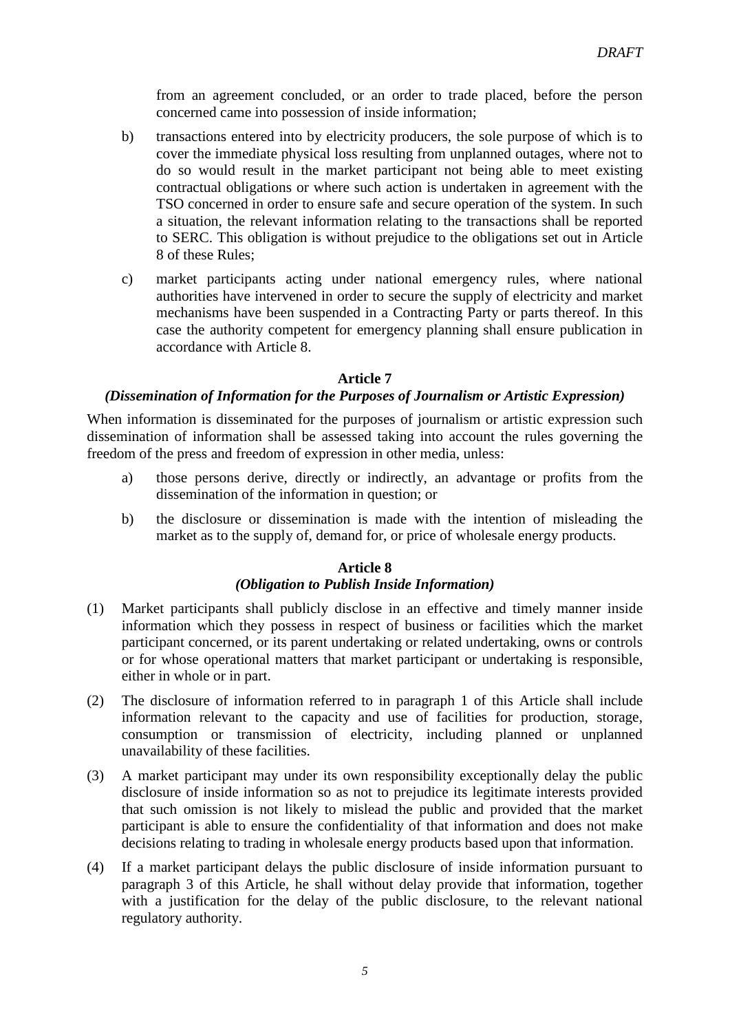from an agreement concluded, or an order to trade placed, before the person concerned came into possession of inside information;

b) transactions entered into by electricity producers, the sole purpose of which is to cover the immediate physical loss resulting from unplanned outages, where not to do so would result in the market participant not being able to meet existing contractual obligations or where such action is undertaken in agreement with the TSO concerned in order to ensure safe and secure operation of the system. In such a situation, the relevant information relating to the transactions shall be reported to SERC. This obligation is without prejudice to the obligations set out in Article 8 of these Rules;

c) market participants acting under national emergency rules, where national authorities have intervened in order to secure the supply of electricity and market mechanisms have been suspended in a Contracting Party or parts thereof. In this case the authority competent for emergency planning shall ensure publication in accordance with Article 8.

### Article 7
### *(Dissemination of Information for the Purposes of Journalism or Artistic Expression)*

When information is disseminated for the purposes of journalism or artistic expression such dissemination of information shall be assessed taking into account the rules governing the freedom of the press and freedom of expression in other media, unless:

a) those persons derive, directly or indirectly, an advantage or profits from the dissemination of the information in question; or

b) the disclosure or dissemination is made with the intention of misleading the market as to the supply of, demand for, or price of wholesale energy products.

### Article 8
### *(Obligation to Publish Inside Information)*

(1) Market participants shall publicly disclose in an effective and timely manner inside information which they possess in respect of business or facilities which the market participant concerned, or its parent undertaking or related undertaking, owns or controls or for whose operational matters that market participant or undertaking is responsible, either in whole or in part.

(2) The disclosure of information referred to in paragraph 1 of this Article shall include information relevant to the capacity and use of facilities for production, storage, consumption or transmission of electricity, including planned or unplanned unavailability of these facilities.

(3) A market participant may under its own responsibility exceptionally delay the public disclosure of inside information so as not to prejudice its legitimate interests provided that such omission is not likely to mislead the public and provided that the market participant is able to ensure the confidentiality of that information and does not make decisions relating to trading in wholesale energy products based upon that information.

(4) If a market participant delays the public disclosure of inside information pursuant to paragraph 3 of this Article, he shall without delay provide that information, together with a justification for the delay of the public disclosure, to the relevant national regulatory authority.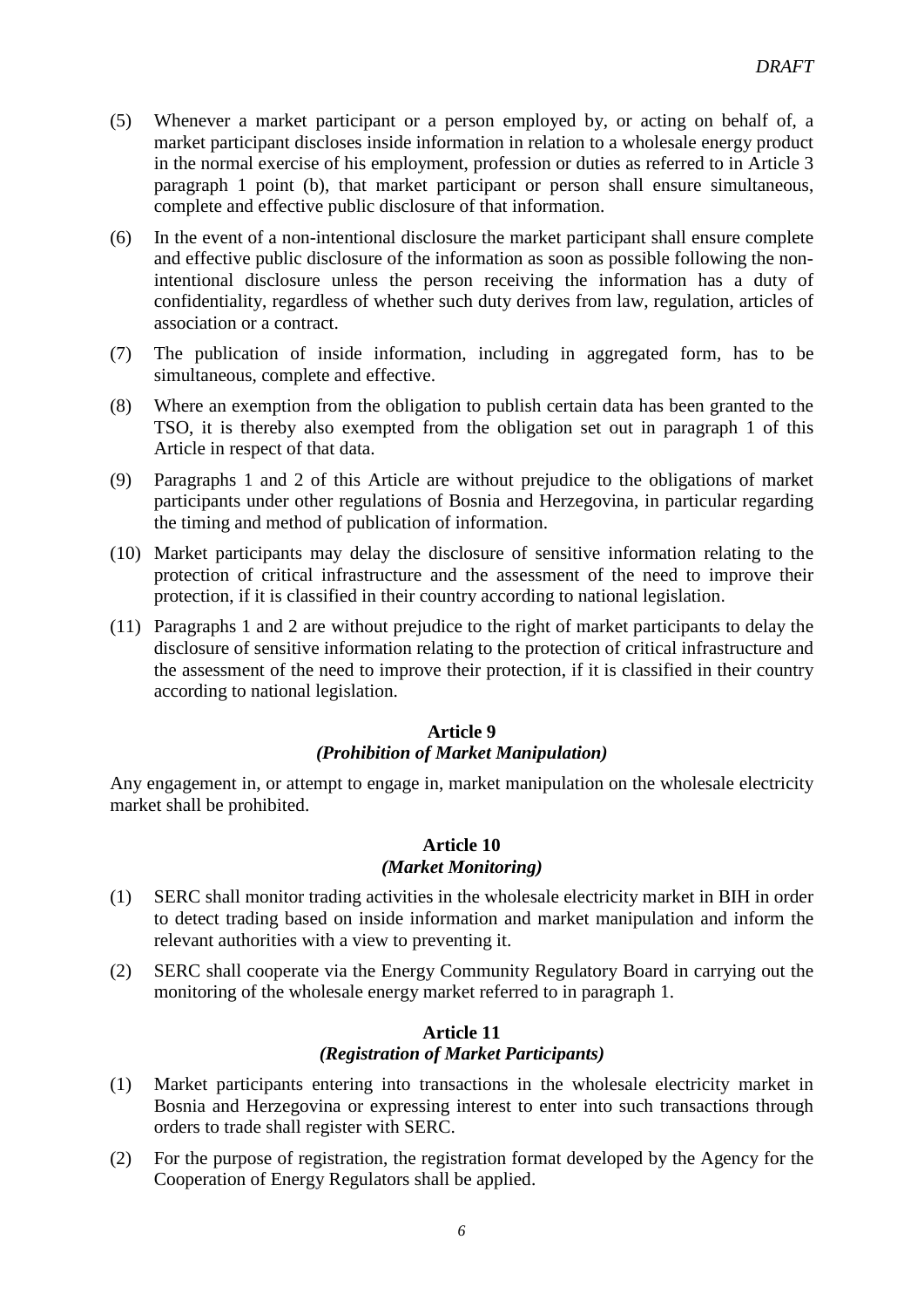(5) Whenever a market participant or a person employed by, or acting on behalf of, a market participant discloses inside information in relation to a wholesale energy product in the normal exercise of his employment, profession or duties as referred to in Article 3 paragraph 1 point (b), that market participant or person shall ensure simultaneous, complete and effective public disclosure of that information.

(6) In the event of a non-intentional disclosure the market participant shall ensure complete and effective public disclosure of the information as soon as possible following the non-intentional disclosure unless the person receiving the information has a duty of confidentiality, regardless of whether such duty derives from law, regulation, articles of association or a contract.

(7) The publication of inside information, including in aggregated form, has to be simultaneous, complete and effective.

(8) Where an exemption from the obligation to publish certain data has been granted to the TSO, it is thereby also exempted from the obligation set out in paragraph 1 of this Article in respect of that data.

(9) Paragraphs 1 and 2 of this Article are without prejudice to the obligations of market participants under other regulations of Bosnia and Herzegovina, in particular regarding the timing and method of publication of information.

(10) Market participants may delay the disclosure of sensitive information relating to the protection of critical infrastructure and the assessment of the need to improve their protection, if it is classified in their country according to national legislation.

(11) Paragraphs 1 and 2 are without prejudice to the right of market participants to delay the disclosure of sensitive information relating to the protection of critical infrastructure and the assessment of the need to improve their protection, if it is classified in their country according to national legislation.

**Article 9**
***(Prohibition of Market Manipulation)***

Any engagement in, or attempt to engage in, market manipulation on the wholesale electricity market shall be prohibited.

**Article 10**
***(Market Monitoring)***

(1) SERC shall monitor trading activities in the wholesale electricity market in BIH in order to detect trading based on inside information and market manipulation and inform the relevant authorities with a view to preventing it.

(2) SERC shall cooperate via the Energy Community Regulatory Board in carrying out the monitoring of the wholesale energy market referred to in paragraph 1.

**Article 11**
***(Registration of Market Participants)***

(1) Market participants entering into transactions in the wholesale electricity market in Bosnia and Herzegovina or expressing interest to enter into such transactions through orders to trade shall register with SERC.

(2) For the purpose of registration, the registration format developed by the Agency for the Cooperation of Energy Regulators shall be applied.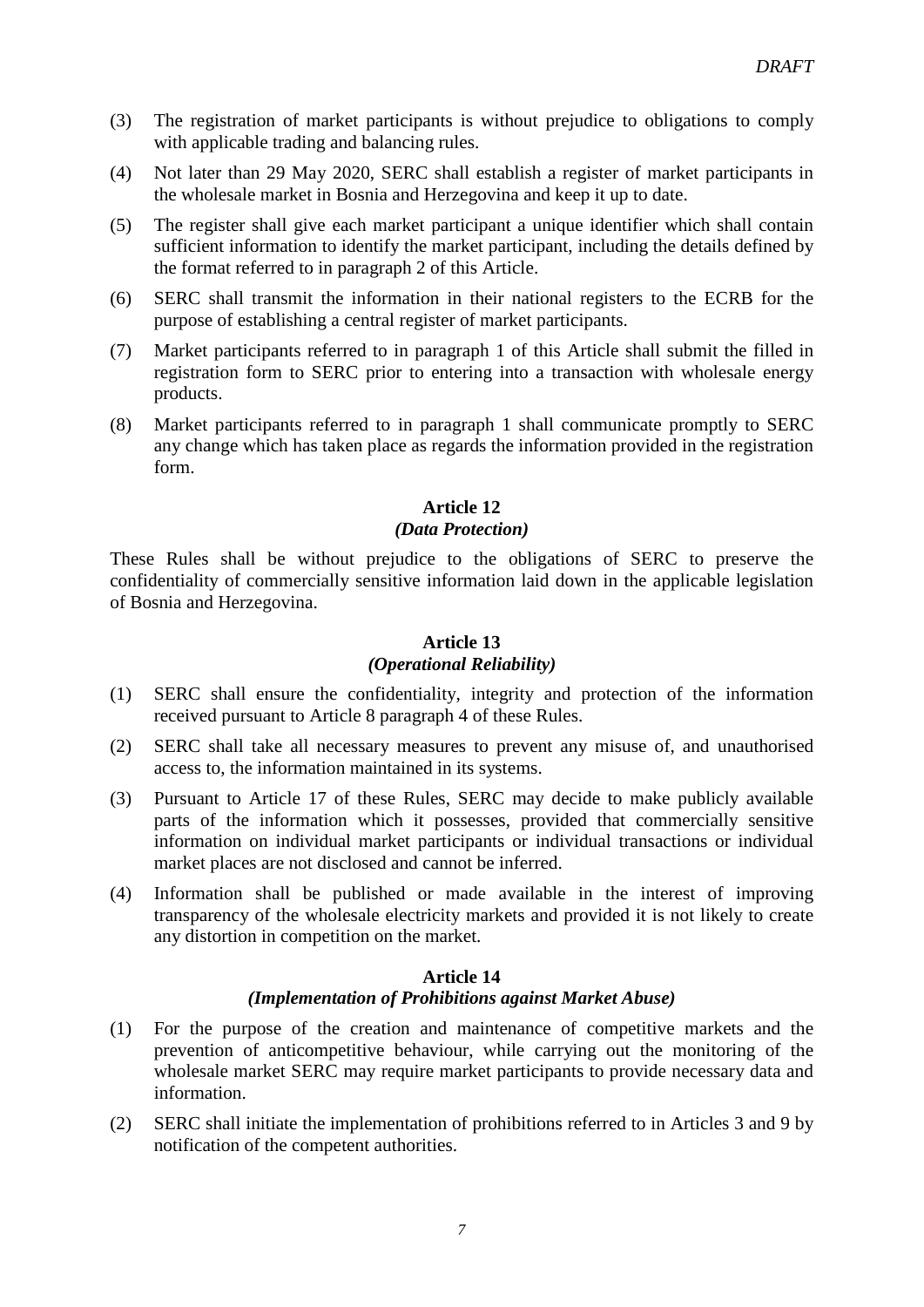(3) The registration of market participants is without prejudice to obligations to comply with applicable trading and balancing rules.

(4) Not later than 29 May 2020, SERC shall establish a register of market participants in the wholesale market in Bosnia and Herzegovina and keep it up to date.

(5) The register shall give each market participant a unique identifier which shall contain sufficient information to identify the market participant, including the details defined by the format referred to in paragraph 2 of this Article.

(6) SERC shall transmit the information in their national registers to the ECRB for the purpose of establishing a central register of market participants.

(7) Market participants referred to in paragraph 1 of this Article shall submit the filled in registration form to SERC prior to entering into a transaction with wholesale energy products.

(8) Market participants referred to in paragraph 1 shall communicate promptly to SERC any change which has taken place as regards the information provided in the registration form.

### Article 12
### *(Data Protection)*

These Rules shall be without prejudice to the obligations of SERC to preserve the confidentiality of commercially sensitive information laid down in the applicable legislation of Bosnia and Herzegovina.

### Article 13
### *(Operational Reliability)*

(1) SERC shall ensure the confidentiality, integrity and protection of the information received pursuant to Article 8 paragraph 4 of these Rules.

(2) SERC shall take all necessary measures to prevent any misuse of, and unauthorised access to, the information maintained in its systems.

(3) Pursuant to Article 17 of these Rules, SERC may decide to make publicly available parts of the information which it possesses, provided that commercially sensitive information on individual market participants or individual transactions or individual market places are not disclosed and cannot be inferred.

(4) Information shall be published or made available in the interest of improving transparency of the wholesale electricity markets and provided it is not likely to create any distortion in competition on the market.

### Article 14
### *(Implementation of Prohibitions against Market Abuse)*

(1) For the purpose of the creation and maintenance of competitive markets and the prevention of anticompetitive behaviour, while carrying out the monitoring of the wholesale market SERC may require market participants to provide necessary data and information.

(2) SERC shall initiate the implementation of prohibitions referred to in Articles 3 and 9 by notification of the competent authorities.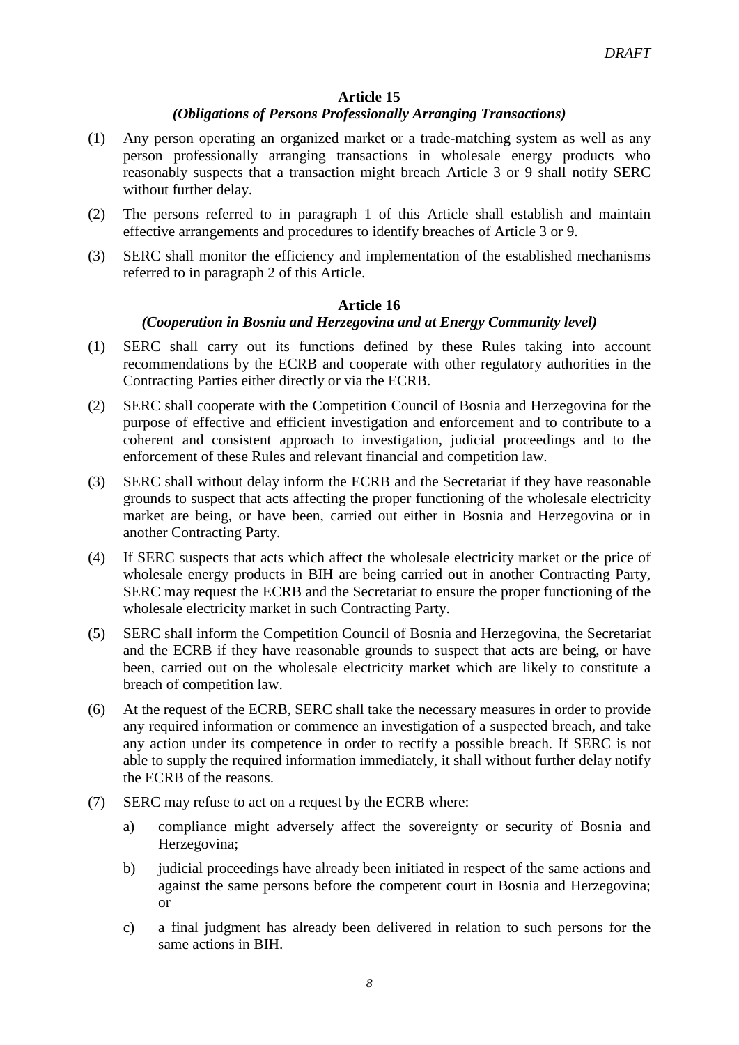### Article 15

#### *(Obligations of Persons Professionally Arranging Transactions)*

(1) Any person operating an organized market or a trade-matching system as well as any person professionally arranging transactions in wholesale energy products who reasonably suspects that a transaction might breach Article 3 or 9 shall notify SERC without further delay.

(2) The persons referred to in paragraph 1 of this Article shall establish and maintain effective arrangements and procedures to identify breaches of Article 3 or 9.

(3) SERC shall monitor the efficiency and implementation of the established mechanisms referred to in paragraph 2 of this Article.

### Article 16

#### *(Cooperation in Bosnia and Herzegovina and at Energy Community level)*

(1) SERC shall carry out its functions defined by these Rules taking into account recommendations by the ECRB and cooperate with other regulatory authorities in the Contracting Parties either directly or via the ECRB.

(2) SERC shall cooperate with the Competition Council of Bosnia and Herzegovina for the purpose of effective and efficient investigation and enforcement and to contribute to a coherent and consistent approach to investigation, judicial proceedings and to the enforcement of these Rules and relevant financial and competition law.

(3) SERC shall without delay inform the ECRB and the Secretariat if they have reasonable grounds to suspect that acts affecting the proper functioning of the wholesale electricity market are being, or have been, carried out either in Bosnia and Herzegovina or in another Contracting Party.

(4) If SERC suspects that acts which affect the wholesale electricity market or the price of wholesale energy products in BIH are being carried out in another Contracting Party, SERC may request the ECRB and the Secretariat to ensure the proper functioning of the wholesale electricity market in such Contracting Party.

(5) SERC shall inform the Competition Council of Bosnia and Herzegovina, the Secretariat and the ECRB if they have reasonable grounds to suspect that acts are being, or have been, carried out on the wholesale electricity market which are likely to constitute a breach of competition law.

(6) At the request of the ECRB, SERC shall take the necessary measures in order to provide any required information or commence an investigation of a suspected breach, and take any action under its competence in order to rectify a possible breach. If SERC is not able to supply the required information immediately, it shall without further delay notify the ECRB of the reasons.

(7) SERC may refuse to act on a request by the ECRB where:

   a) compliance might adversely affect the sovereignty or security of Bosnia and Herzegovina;

   b) judicial proceedings have already been initiated in respect of the same actions and against the same persons before the competent court in Bosnia and Herzegovina; or

   c) a final judgment has already been delivered in relation to such persons for the same actions in BIH.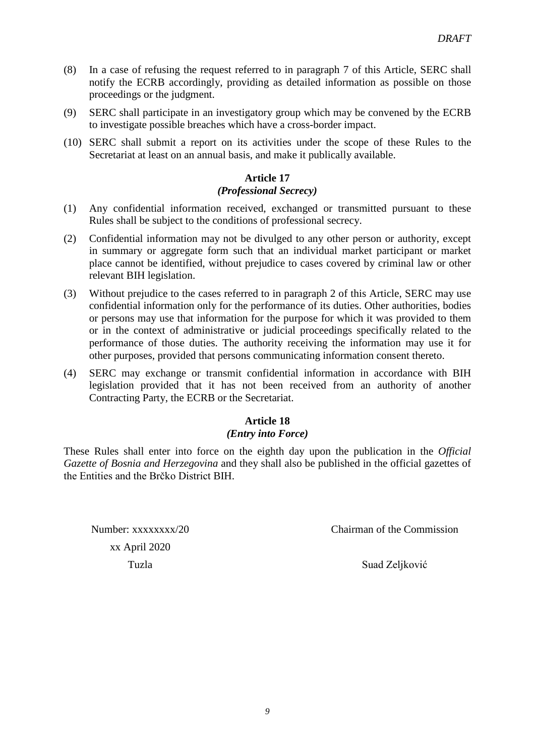(8) In a case of refusing the request referred to in paragraph 7 of this Article, SERC shall notify the ECRB accordingly, providing as detailed information as possible on those proceedings or the judgment.

(9) SERC shall participate in an investigatory group which may be convened by the ECRB to investigate possible breaches which have a cross-border impact.

(10) SERC shall submit a report on its activities under the scope of these Rules to the Secretariat at least on an annual basis, and make it publically available.

### Article 17
### *(Professional Secrecy)*

(1) Any confidential information received, exchanged or transmitted pursuant to these Rules shall be subject to the conditions of professional secrecy.

(2) Confidential information may not be divulged to any other person or authority, except in summary or aggregate form such that an individual market participant or market place cannot be identified, without prejudice to cases covered by criminal law or other relevant BIH legislation.

(3) Without prejudice to the cases referred to in paragraph 2 of this Article, SERC may use confidential information only for the performance of its duties. Other authorities, bodies or persons may use that information for the purpose for which it was provided to them or in the context of administrative or judicial proceedings specifically related to the performance of those duties. The authority receiving the information may use it for other purposes, provided that persons communicating information consent thereto.

(4) SERC may exchange or transmit confidential information in accordance with BIH legislation provided that it has not been received from an authority of another Contracting Party, the ECRB or the Secretariat.

### Article 18
### *(Entry into Force)*

These Rules shall enter into force on the eighth day upon the publication in the *Official Gazette of Bosnia and Herzegovina* and they shall also be published in the official gazettes of the Entities and the Brčko District BIH.

Number: xxxxxxxx/20
xx April 2020
Tuzla

Chairman of the Commission

Suad Zeljković